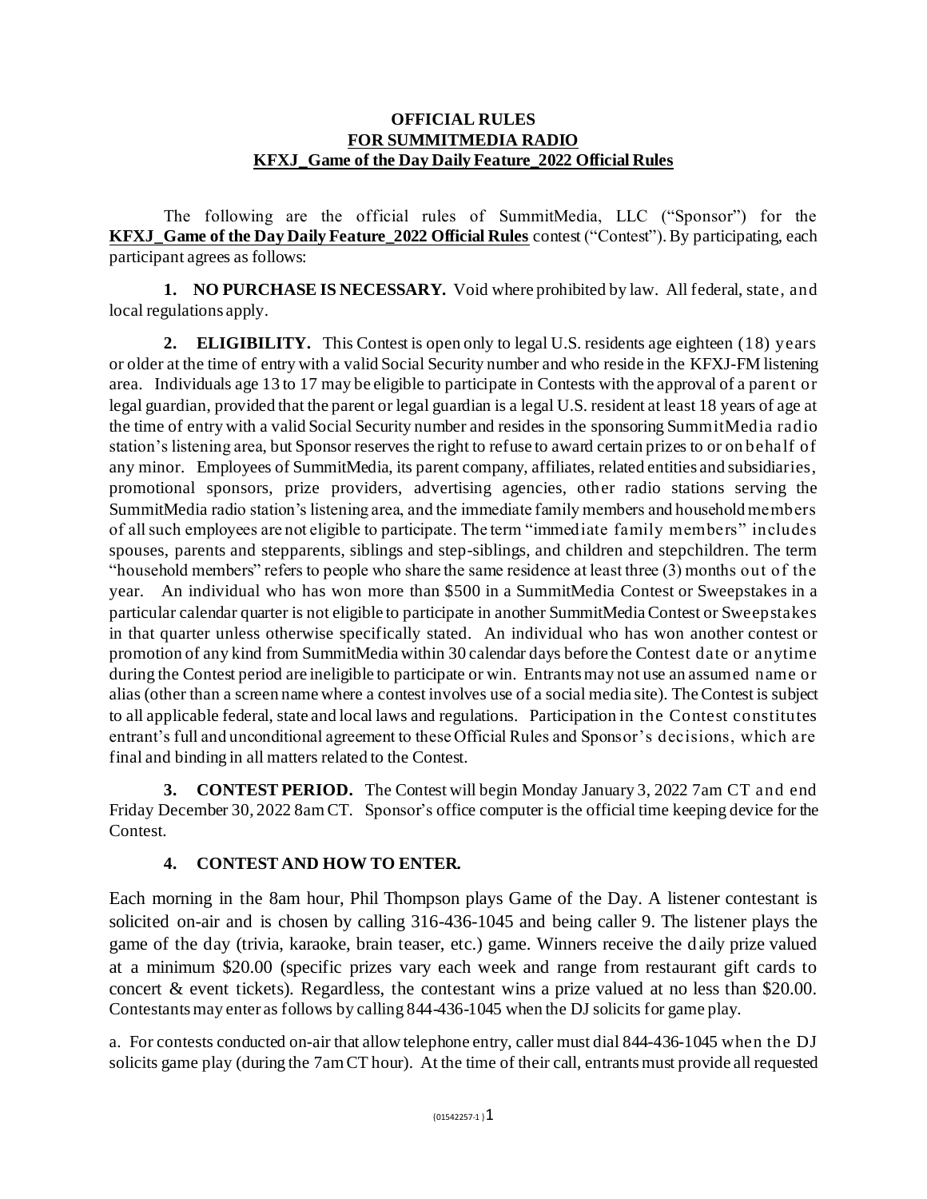**OFFICIAL RULES**
**FOR SUMMITMEDIA RADIO**
**KFXJ_Game of the Day Daily Feature_2022 Official Rules**

The following are the official rules of SummitMedia, LLC ("Sponsor") for the **KFXJ_Game of the Day Daily Feature_2022 Official Rules** contest ("Contest"). By participating, each participant agrees as follows:

**1. NO PURCHASE IS NECESSARY.** Void where prohibited by law. All federal, state, and local regulations apply.

**2. ELIGIBILITY.** This Contest is open only to legal U.S. residents age eighteen (18) years or older at the time of entry with a valid Social Security number and who reside in the KFXJ-FM listening area. Individuals age 13 to 17 may be eligible to participate in Contests with the approval of a parent or legal guardian, provided that the parent or legal guardian is a legal U.S. resident at least 18 years of age at the time of entry with a valid Social Security number and resides in the sponsoring SummitMedia radio station's listening area, but Sponsor reserves the right to refuse to award certain prizes to or on behalf of any minor. Employees of SummitMedia, its parent company, affiliates, related entities and subsidiaries, promotional sponsors, prize providers, advertising agencies, other radio stations serving the SummitMedia radio station's listening area, and the immediate family members and household members of all such employees are not eligible to participate. The term "immediate family members" includes spouses, parents and stepparents, siblings and step-siblings, and children and stepchildren. The term "household members" refers to people who share the same residence at least three (3) months out of the year. An individual who has won more than $500 in a SummitMedia Contest or Sweepstakes in a particular calendar quarter is not eligible to participate in another SummitMedia Contest or Sweepstakes in that quarter unless otherwise specifically stated. An individual who has won another contest or promotion of any kind from SummitMedia within 30 calendar days before the Contest date or anytime during the Contest period are ineligible to participate or win. Entrants may not use an assumed name or alias (other than a screen name where a contest involves use of a social media site). The Contest is subject to all applicable federal, state and local laws and regulations. Participation in the Contest constitutes entrant's full and unconditional agreement to these Official Rules and Sponsor's decisions, which are final and binding in all matters related to the Contest.

**3. CONTEST PERIOD.** The Contest will begin Monday January 3, 2022 7am CT and end Friday December 30, 2022 8am CT. Sponsor's office computer is the official time keeping device for the Contest.

**4. CONTEST AND HOW TO ENTER.**

Each morning in the 8am hour, Phil Thompson plays Game of the Day. A listener contestant is solicited on-air and is chosen by calling 316-436-1045 and being caller 9. The listener plays the game of the day (trivia, karaoke, brain teaser, etc.) game. Winners receive the daily prize valued at a minimum $20.00 (specific prizes vary each week and range from restaurant gift cards to concert & event tickets). Regardless, the contestant wins a prize valued at no less than $20.00. Contestants may enter as follows by calling 844-436-1045 when the DJ solicits for game play.

a. For contests conducted on-air that allow telephone entry, caller must dial 844-436-1045 when the DJ solicits game play (during the 7am CT hour). At the time of their call, entrants must provide all requested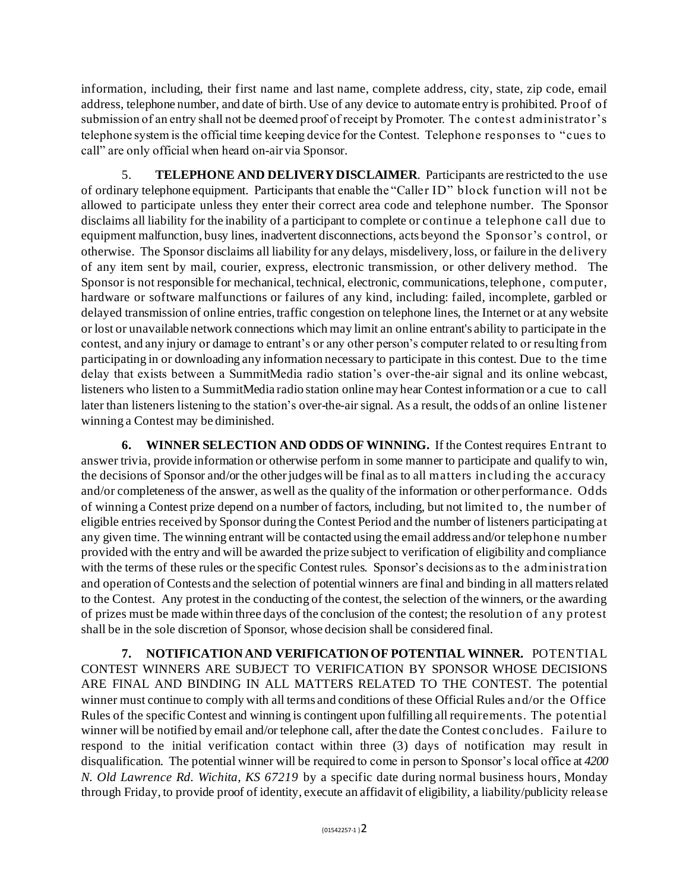information, including, their first name and last name, complete address, city, state, zip code, email address, telephone number, and date of birth. Use of any device to automate entry is prohibited. Proof of submission of an entry shall not be deemed proof of receipt by Promoter. The contest administrator's telephone system is the official time keeping device for the Contest. Telephone responses to "cues to call" are only official when heard on-air via Sponsor.

5. **TELEPHONE AND DELIVERY DISCLAIMER**. Participants are restricted to the use of ordinary telephone equipment. Participants that enable the "Caller ID" block function will not be allowed to participate unless they enter their correct area code and telephone number. The Sponsor disclaims all liability for the inability of a participant to complete or continue a telephone call due to equipment malfunction, busy lines, inadvertent disconnections, acts beyond the Sponsor's control, or otherwise. The Sponsor disclaims all liability for any delays, misdelivery, loss, or failure in the delivery of any item sent by mail, courier, express, electronic transmission, or other delivery method. The Sponsor is not responsible for mechanical, technical, electronic, communications, telephone, computer, hardware or software malfunctions or failures of any kind, including: failed, incomplete, garbled or delayed transmission of online entries, traffic congestion on telephone lines, the Internet or at any website or lost or unavailable network connections which may limit an online entrant's ability to participate in the contest, and any injury or damage to entrant's or any other person's computer related to or resulting from participating in or downloading any information necessary to participate in this contest. Due to the time delay that exists between a SummitMedia radio station's over-the-air signal and its online webcast, listeners who listen to a SummitMedia radio station online may hear Contest information or a cue to call later than listeners listening to the station's over-the-air signal. As a result, the odds of an online listener winning a Contest may be diminished.

**6. WINNER SELECTION AND ODDS OF WINNING.** If the Contest requires Entrant to answer trivia, provide information or otherwise perform in some manner to participate and qualify to win, the decisions of Sponsor and/or the other judges will be final as to all matters including the accuracy and/or completeness of the answer, as well as the quality of the information or other performance. Odds of winning a Contest prize depend on a number of factors, including, but not limited to, the number of eligible entries received by Sponsor during the Contest Period and the number of listeners participating at any given time. The winning entrant will be contacted using the email address and/or telephone number provided with the entry and will be awarded the prize subject to verification of eligibility and compliance with the terms of these rules or the specific Contest rules. Sponsor's decisions as to the administration and operation of Contests and the selection of potential winners are final and binding in all matters related to the Contest. Any protest in the conducting of the contest, the selection of the winners, or the awarding of prizes must be made within three days of the conclusion of the contest; the resolution of any protest shall be in the sole discretion of Sponsor, whose decision shall be considered final.

**7. NOTIFICATION AND VERIFICATION OF POTENTIAL WINNER.** POTENTIAL CONTEST WINNERS ARE SUBJECT TO VERIFICATION BY SPONSOR WHOSE DECISIONS ARE FINAL AND BINDING IN ALL MATTERS RELATED TO THE CONTEST. The potential winner must continue to comply with all terms and conditions of these Official Rules and/or the Office Rules of the specific Contest and winning is contingent upon fulfilling all requirements. The potential winner will be notified by email and/or telephone call, after the date the Contest concludes. Failure to respond to the initial verification contact within three (3) days of notification may result in disqualification. The potential winner will be required to come in person to Sponsor's local office at *4200 N. Old Lawrence Rd. Wichita, KS 67219* by a specific date during normal business hours, Monday through Friday, to provide proof of identity, execute an affidavit of eligibility, a liability/publicity release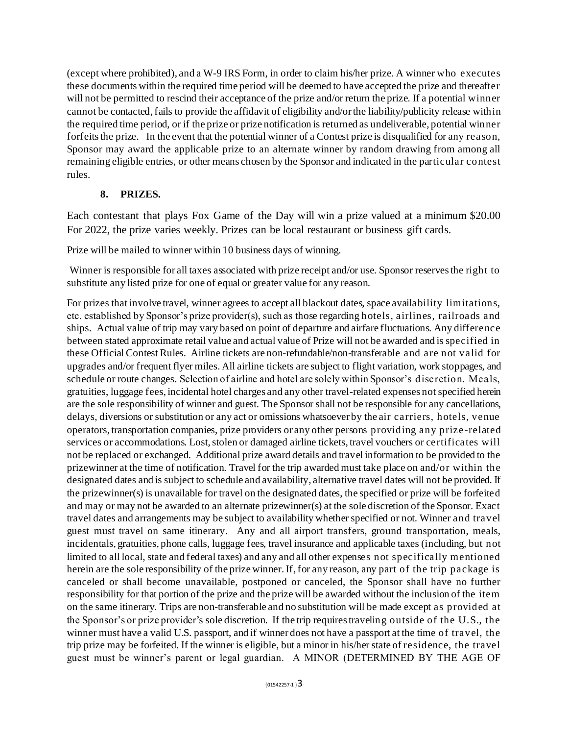(except where prohibited), and a W-9 IRS Form, in order to claim his/her prize. A winner who executes these documents within the required time period will be deemed to have accepted the prize and thereafter will not be permitted to rescind their acceptance of the prize and/or return the prize. If a potential winner cannot be contacted, fails to provide the affidavit of eligibility and/or the liability/publicity release within the required time period, or if the prize or prize notification is returned as undeliverable, potential winner forfeits the prize. In the event that the potential winner of a Contest prize is disqualified for any reason, Sponsor may award the applicable prize to an alternate winner by random drawing from among all remaining eligible entries, or other means chosen by the Sponsor and indicated in the particular contest rules.

**8. PRIZES.**

Each contestant that plays Fox Game of the Day will win a prize valued at a minimum $20.00 For 2022, the prize varies weekly. Prizes can be local restaurant or business gift cards.

Prize will be mailed to winner within 10 business days of winning.

Winner is responsible for all taxes associated with prize receipt and/or use. Sponsor reserves the right to substitute any listed prize for one of equal or greater value for any reason.

For prizes that involve travel, winner agrees to accept all blackout dates, space availability limitations, etc. established by Sponsor's prize provider(s), such as those regarding hotels, airlines, railroads and ships. Actual value of trip may vary based on point of departure and airfare fluctuations. Any difference between stated approximate retail value and actual value of Prize will not be awarded and is specified in these Official Contest Rules. Airline tickets are non-refundable/non-transferable and are not valid for upgrades and/or frequent flyer miles. All airline tickets are subject to flight variation, work stoppages, and schedule or route changes. Selection of airline and hotel are solely within Sponsor's discretion. Meals, gratuities, luggage fees, incidental hotel charges and any other travel-related expenses not specified herein are the sole responsibility of winner and guest. The Sponsor shall not be responsible for any cancellations, delays, diversions or substitution or any act or omissions whatsoever by the air carriers, hotels, venue operators, transportation companies, prize providers or any other persons providing any prize-related services or accommodations. Lost, stolen or damaged airline tickets, travel vouchers or certificates will not be replaced or exchanged. Additional prize award details and travel information to be provided to the prizewinner at the time of notification. Travel for the trip awarded must take place on and/or within the designated dates and is subject to schedule and availability, alternative travel dates will not be provided. If the prizewinner(s) is unavailable for travel on the designated dates, the specified or prize will be forfeited and may or may not be awarded to an alternate prizewinner(s) at the sole discretion of the Sponsor. Exact travel dates and arrangements may be subject to availability whether specified or not. Winner and travel guest must travel on same itinerary. Any and all airport transfers, ground transportation, meals, incidentals, gratuities, phone calls, luggage fees, travel insurance and applicable taxes (including, but not limited to all local, state and federal taxes) and any and all other expenses not specifically mentioned herein are the sole responsibility of the prize winner. If, for any reason, any part of the trip package is canceled or shall become unavailable, postponed or canceled, the Sponsor shall have no further responsibility for that portion of the prize and the prize will be awarded without the inclusion of the item on the same itinerary. Trips are non-transferable and no substitution will be made except as provided at the Sponsor's or prize provider's sole discretion. If the trip requires traveling outside of the U.S., the winner must have a valid U.S. passport, and if winner does not have a passport at the time of travel, the trip prize may be forfeited. If the winner is eligible, but a minor in his/her state of residence, the travel guest must be winner's parent or legal guardian. A MINOR (DETERMINED BY THE AGE OF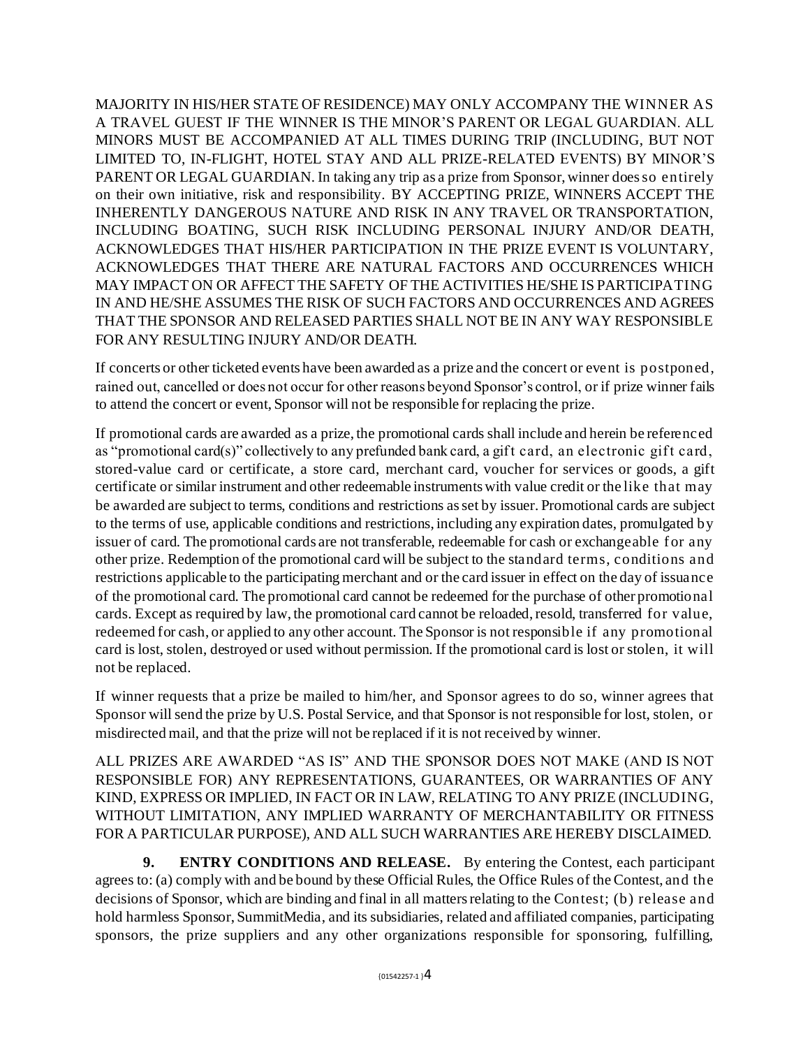MAJORITY IN HIS/HER STATE OF RESIDENCE) MAY ONLY ACCOMPANY THE WINNER AS A TRAVEL GUEST IF THE WINNER IS THE MINOR'S PARENT OR LEGAL GUARDIAN. ALL MINORS MUST BE ACCOMPANIED AT ALL TIMES DURING TRIP (INCLUDING, BUT NOT LIMITED TO, IN-FLIGHT, HOTEL STAY AND ALL PRIZE-RELATED EVENTS) BY MINOR'S PARENT OR LEGAL GUARDIAN. In taking any trip as a prize from Sponsor, winner does so entirely on their own initiative, risk and responsibility. BY ACCEPTING PRIZE, WINNERS ACCEPT THE INHERENTLY DANGEROUS NATURE AND RISK IN ANY TRAVEL OR TRANSPORTATION, INCLUDING BOATING, SUCH RISK INCLUDING PERSONAL INJURY AND/OR DEATH, ACKNOWLEDGES THAT HIS/HER PARTICIPATION IN THE PRIZE EVENT IS VOLUNTARY, ACKNOWLEDGES THAT THERE ARE NATURAL FACTORS AND OCCURRENCES WHICH MAY IMPACT ON OR AFFECT THE SAFETY OF THE ACTIVITIES HE/SHE IS PARTICIPATING IN AND HE/SHE ASSUMES THE RISK OF SUCH FACTORS AND OCCURRENCES AND AGREES THAT THE SPONSOR AND RELEASED PARTIES SHALL NOT BE IN ANY WAY RESPONSIBLE FOR ANY RESULTING INJURY AND/OR DEATH.

If concerts or other ticketed events have been awarded as a prize and the concert or event is postponed, rained out, cancelled or does not occur for other reasons beyond Sponsor's control, or if prize winner fails to attend the concert or event, Sponsor will not be responsible for replacing the prize.

If promotional cards are awarded as a prize, the promotional cards shall include and herein be referenced as "promotional card(s)" collectively to any prefunded bank card, a gift card, an electronic gift card, stored-value card or certificate, a store card, merchant card, voucher for services or goods, a gift certificate or similar instrument and other redeemable instruments with value credit or the like that may be awarded are subject to terms, conditions and restrictions as set by issuer. Promotional cards are subject to the terms of use, applicable conditions and restrictions, including any expiration dates, promulgated by issuer of card. The promotional cards are not transferable, redeemable for cash or exchangeable for any other prize. Redemption of the promotional card will be subject to the standard terms, conditions and restrictions applicable to the participating merchant and or the card issuer in effect on the day of issuance of the promotional card. The promotional card cannot be redeemed for the purchase of other promotional cards. Except as required by law, the promotional card cannot be reloaded, resold, transferred for value, redeemed for cash, or applied to any other account. The Sponsor is not responsible if any promotional card is lost, stolen, destroyed or used without permission. If the promotional card is lost or stolen, it will not be replaced.

If winner requests that a prize be mailed to him/her, and Sponsor agrees to do so, winner agrees that Sponsor will send the prize by U.S. Postal Service, and that Sponsor is not responsible for lost, stolen, or misdirected mail, and that the prize will not be replaced if it is not received by winner.

ALL PRIZES ARE AWARDED "AS IS" AND THE SPONSOR DOES NOT MAKE (AND IS NOT RESPONSIBLE FOR) ANY REPRESENTATIONS, GUARANTEES, OR WARRANTIES OF ANY KIND, EXPRESS OR IMPLIED, IN FACT OR IN LAW, RELATING TO ANY PRIZE (INCLUDING, WITHOUT LIMITATION, ANY IMPLIED WARRANTY OF MERCHANTABILITY OR FITNESS FOR A PARTICULAR PURPOSE), AND ALL SUCH WARRANTIES ARE HEREBY DISCLAIMED.

**9. ENTRY CONDITIONS AND RELEASE.** By entering the Contest, each participant agrees to: (a) comply with and be bound by these Official Rules, the Office Rules of the Contest, and the decisions of Sponsor, which are binding and final in all matters relating to the Contest; (b) release and hold harmless Sponsor, SummitMedia, and its subsidiaries, related and affiliated companies, participating sponsors, the prize suppliers and any other organizations responsible for sponsoring, fulfilling,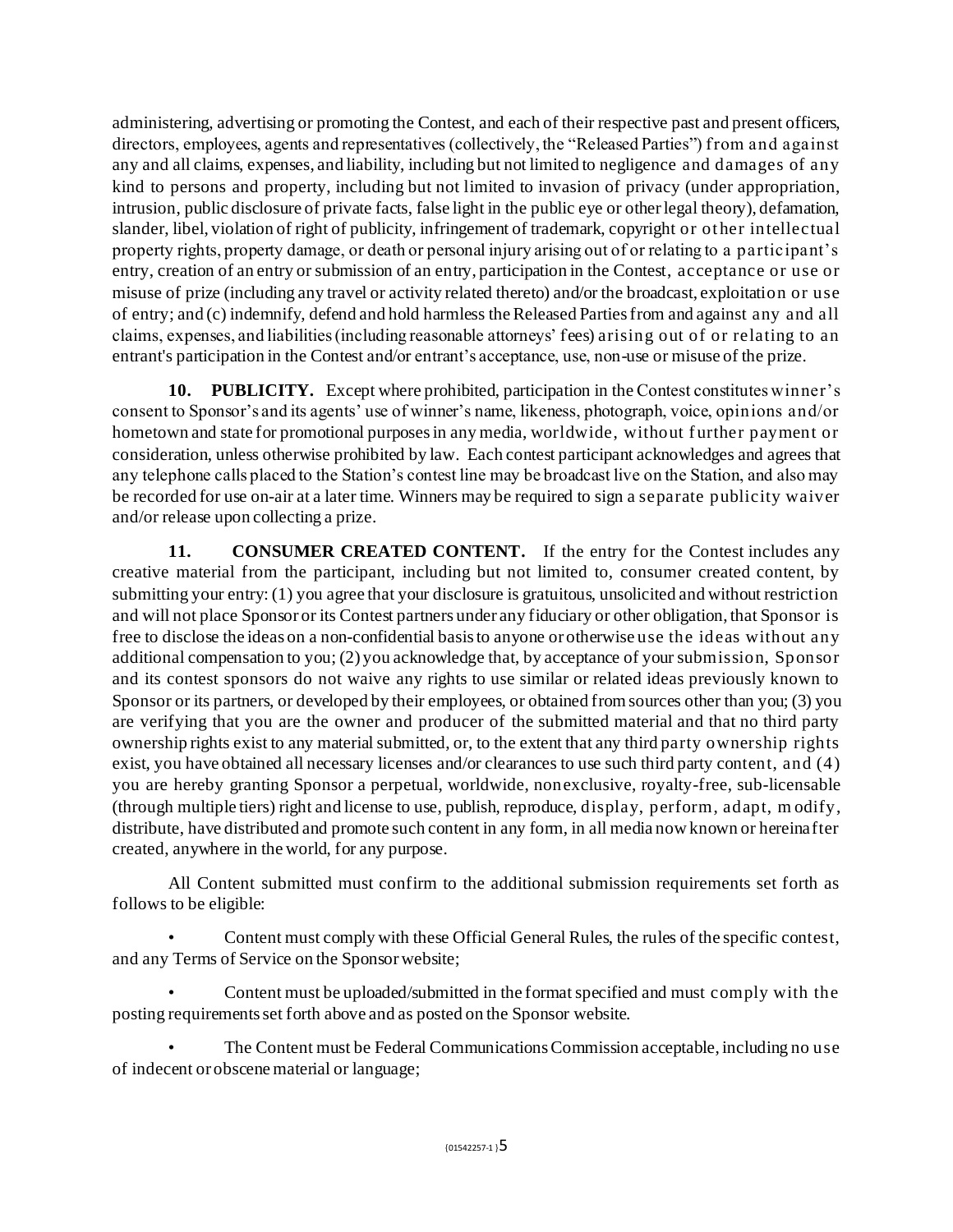administering, advertising or promoting the Contest, and each of their respective past and present officers, directors, employees, agents and representatives (collectively, the "Released Parties") from and against any and all claims, expenses, and liability, including but not limited to negligence and damages of any kind to persons and property, including but not limited to invasion of privacy (under appropriation, intrusion, public disclosure of private facts, false light in the public eye or other legal theory), defamation, slander, libel, violation of right of publicity, infringement of trademark, copyright or other intellectual property rights, property damage, or death or personal injury arising out of or relating to a participant's entry, creation of an entry or submission of an entry, participation in the Contest, acceptance or use or misuse of prize (including any travel or activity related thereto) and/or the broadcast, exploitation or use of entry; and (c) indemnify, defend and hold harmless the Released Parties from and against any and all claims, expenses, and liabilities (including reasonable attorneys' fees) arising out of or relating to an entrant's participation in the Contest and/or entrant's acceptance, use, non-use or misuse of the prize.

**10. PUBLICITY.** Except where prohibited, participation in the Contest constitutes winner's consent to Sponsor's and its agents' use of winner's name, likeness, photograph, voice, opinions and/or hometown and state for promotional purposes in any media, worldwide, without further payment or consideration, unless otherwise prohibited by law. Each contest participant acknowledges and agrees that any telephone calls placed to the Station's contest line may be broadcast live on the Station, and also may be recorded for use on-air at a later time. Winners may be required to sign a separate publicity waiver and/or release upon collecting a prize.

**11. CONSUMER CREATED CONTENT.** If the entry for the Contest includes any creative material from the participant, including but not limited to, consumer created content, by submitting your entry: (1) you agree that your disclosure is gratuitous, unsolicited and without restriction and will not place Sponsor or its Contest partners under any fiduciary or other obligation, that Sponsor is free to disclose the ideas on a non-confidential basis to anyone or otherwise use the ideas without any additional compensation to you; (2) you acknowledge that, by acceptance of your submission, Sponsor and its contest sponsors do not waive any rights to use similar or related ideas previously known to Sponsor or its partners, or developed by their employees, or obtained from sources other than you; (3) you are verifying that you are the owner and producer of the submitted material and that no third party ownership rights exist to any material submitted, or, to the extent that any third party ownership rights exist, you have obtained all necessary licenses and/or clearances to use such third party content, and (4) you are hereby granting Sponsor a perpetual, worldwide, nonexclusive, royalty-free, sub-licensable (through multiple tiers) right and license to use, publish, reproduce, display, perform, adapt, modify, distribute, have distributed and promote such content in any form, in all media now known or hereinafter created, anywhere in the world, for any purpose.

All Content submitted must confirm to the additional submission requirements set forth as follows to be eligible:

- Content must comply with these Official General Rules, the rules of the specific contest, and any Terms of Service on the Sponsor website;
- Content must be uploaded/submitted in the format specified and must comply with the posting requirements set forth above and as posted on the Sponsor website.
- The Content must be Federal Communications Commission acceptable, including no use of indecent or obscene material or language;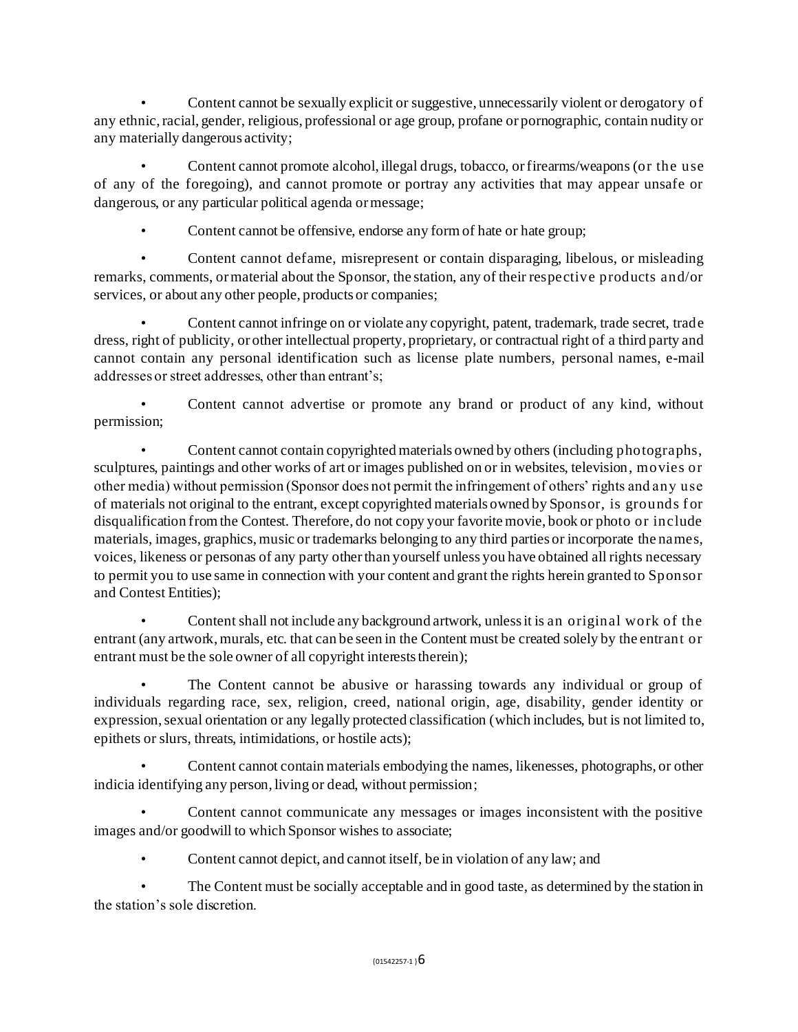- Content cannot be sexually explicit or suggestive, unnecessarily violent or derogatory of any ethnic, racial, gender, religious, professional or age group, profane or pornographic, contain nudity or any materially dangerous activity;

- Content cannot promote alcohol, illegal drugs, tobacco, or firearms/weapons (or the use of any of the foregoing), and cannot promote or portray any activities that may appear unsafe or dangerous, or any particular political agenda or message;

- Content cannot be offensive, endorse any form of hate or hate group;

- Content cannot defame, misrepresent or contain disparaging, libelous, or misleading remarks, comments, or material about the Sponsor, the station, any of their respective products and/or services, or about any other people, products or companies;

- Content cannot infringe on or violate any copyright, patent, trademark, trade secret, trade dress, right of publicity, or other intellectual property, proprietary, or contractual right of a third party and cannot contain any personal identification such as license plate numbers, personal names, e-mail addresses or street addresses, other than entrant's;

- Content cannot advertise or promote any brand or product of any kind, without permission;

- Content cannot contain copyrighted materials owned by others (including photographs, sculptures, paintings and other works of art or images published on or in websites, television, movies or other media) without permission (Sponsor does not permit the infringement of others' rights and any use of materials not original to the entrant, except copyrighted materials owned by Sponsor, is grounds for disqualification from the Contest. Therefore, do not copy your favorite movie, book or photo or include materials, images, graphics, music or trademarks belonging to any third parties or incorporate the names, voices, likeness or personas of any party other than yourself unless you have obtained all rights necessary to permit you to use same in connection with your content and grant the rights herein granted to Sponsor and Contest Entities);

- Content shall not include any background artwork, unless it is an original work of the entrant (any artwork, murals, etc. that can be seen in the Content must be created solely by the entrant or entrant must be the sole owner of all copyright interests therein);

- The Content cannot be abusive or harassing towards any individual or group of individuals regarding race, sex, religion, creed, national origin, age, disability, gender identity or expression, sexual orientation or any legally protected classification (which includes, but is not limited to, epithets or slurs, threats, intimidations, or hostile acts);

- Content cannot contain materials embodying the names, likenesses, photographs, or other indicia identifying any person, living or dead, without permission;

- Content cannot communicate any messages or images inconsistent with the positive images and/or goodwill to which Sponsor wishes to associate;

- Content cannot depict, and cannot itself, be in violation of any law; and

- The Content must be socially acceptable and in good taste, as determined by the station in the station's sole discretion.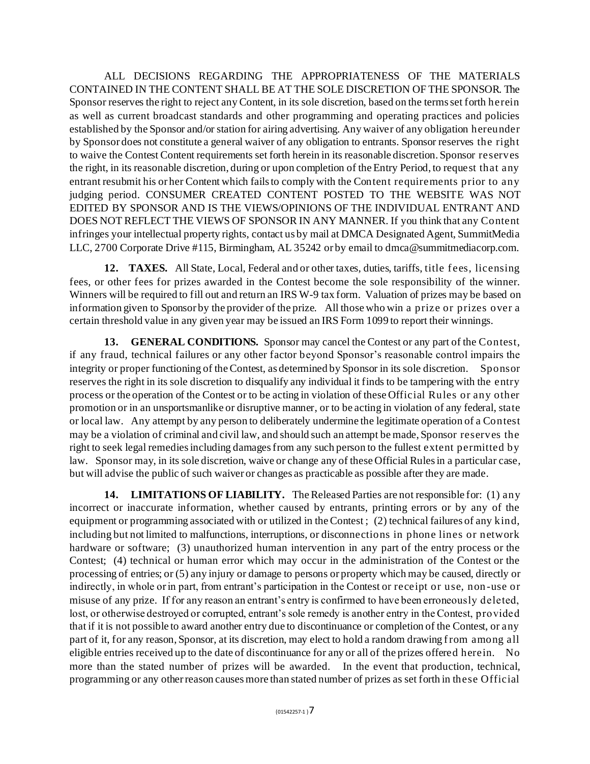ALL DECISIONS REGARDING THE APPROPRIATENESS OF THE MATERIALS CONTAINED IN THE CONTENT SHALL BE AT THE SOLE DISCRETION OF THE SPONSOR. The Sponsor reserves the right to reject any Content, in its sole discretion, based on the terms set forth herein as well as current broadcast standards and other programming and operating practices and policies established by the Sponsor and/or station for airing advertising. Any waiver of any obligation hereunder by Sponsor does not constitute a general waiver of any obligation to entrants. Sponsor reserves the right to waive the Contest Content requirements set forth herein in its reasonable discretion. Sponsor reserves the right, in its reasonable discretion, during or upon completion of the Entry Period, to request that any entrant resubmit his or her Content which fails to comply with the Content requirements prior to any judging period. CONSUMER CREATED CONTENT POSTED TO THE WEBSITE WAS NOT EDITED BY SPONSOR AND IS THE VIEWS/OPINIONS OF THE INDIVIDUAL ENTRANT AND DOES NOT REFLECT THE VIEWS OF SPONSOR IN ANY MANNER. If you think that any Content infringes your intellectual property rights, contact us by mail at DMCA Designated Agent, SummitMedia LLC, 2700 Corporate Drive #115, Birmingham, AL 35242 or by email to dmca@summitmediacorp.com.

**12. TAXES.** All State, Local, Federal and or other taxes, duties, tariffs, title fees, licensing fees, or other fees for prizes awarded in the Contest become the sole responsibility of the winner. Winners will be required to fill out and return an IRS W-9 tax form. Valuation of prizes may be based on information given to Sponsor by the provider of the prize. All those who win a prize or prizes over a certain threshold value in any given year may be issued an IRS Form 1099 to report their winnings.

**13. GENERAL CONDITIONS.** Sponsor may cancel the Contest or any part of the Contest, if any fraud, technical failures or any other factor beyond Sponsor's reasonable control impairs the integrity or proper functioning of the Contest, as determined by Sponsor in its sole discretion. Sponsor reserves the right in its sole discretion to disqualify any individual it finds to be tampering with the entry process or the operation of the Contest or to be acting in violation of these Official Rules or any other promotion or in an unsportsmanlike or disruptive manner, or to be acting in violation of any federal, state or local law. Any attempt by any person to deliberately undermine the legitimate operation of a Contest may be a violation of criminal and civil law, and should such an attempt be made, Sponsor reserves the right to seek legal remedies including damages from any such person to the fullest extent permitted by law. Sponsor may, in its sole discretion, waive or change any of these Official Rules in a particular case, but will advise the public of such waiver or changes as practicable as possible after they are made.

**14. LIMITATIONS OF LIABILITY.** The Released Parties are not responsible for: (1) any incorrect or inaccurate information, whether caused by entrants, printing errors or by any of the equipment or programming associated with or utilized in the Contest ; (2) technical failures of any kind, including but not limited to malfunctions, interruptions, or disconnections in phone lines or network hardware or software; (3) unauthorized human intervention in any part of the entry process or the Contest; (4) technical or human error which may occur in the administration of the Contest or the processing of entries; or (5) any injury or damage to persons or property which may be caused, directly or indirectly, in whole or in part, from entrant's participation in the Contest or receipt or use, non-use or misuse of any prize. If for any reason an entrant's entry is confirmed to have been erroneously deleted, lost, or otherwise destroyed or corrupted, entrant's sole remedy is another entry in the Contest, provided that if it is not possible to award another entry due to discontinuance or completion of the Contest, or any part of it, for any reason, Sponsor, at its discretion, may elect to hold a random drawing from among all eligible entries received up to the date of discontinuance for any or all of the prizes offered herein. No more than the stated number of prizes will be awarded. In the event that production, technical, programming or any other reason causes more than stated number of prizes as set forth in these Official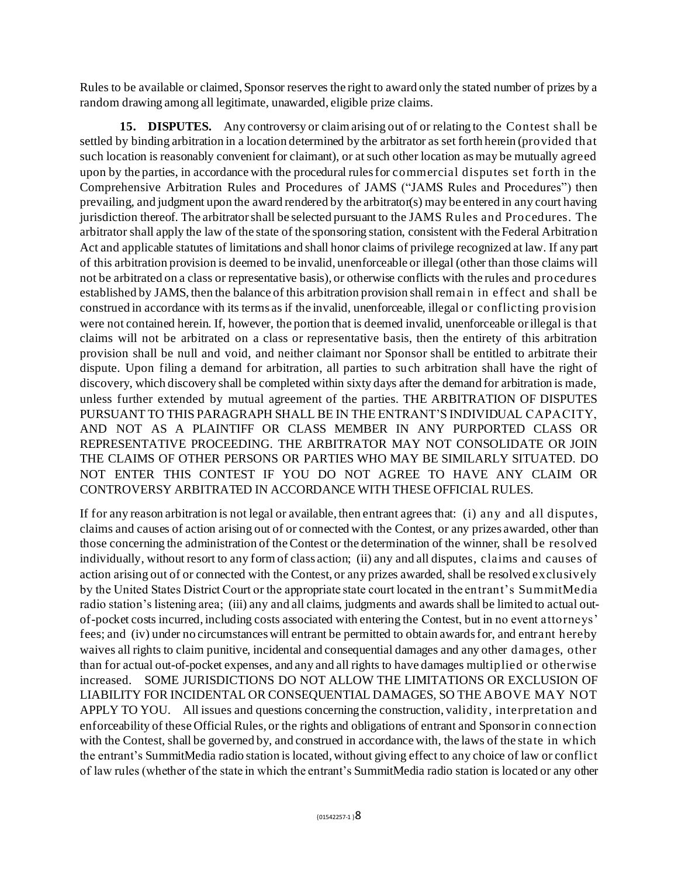Rules to be available or claimed, Sponsor reserves the right to award only the stated number of prizes by a random drawing among all legitimate, unawarded, eligible prize claims.

**15. DISPUTES.** Any controversy or claim arising out of or relating to the Contest shall be settled by binding arbitration in a location determined by the arbitrator as set forth herein (provided that such location is reasonably convenient for claimant), or at such other location as may be mutually agreed upon by the parties, in accordance with the procedural rules for commercial disputes set forth in the Comprehensive Arbitration Rules and Procedures of JAMS ("JAMS Rules and Procedures") then prevailing, and judgment upon the award rendered by the arbitrator(s) may be entered in any court having jurisdiction thereof. The arbitrator shall be selected pursuant to the JAMS Rules and Procedures. The arbitrator shall apply the law of the state of the sponsoring station, consistent with the Federal Arbitration Act and applicable statutes of limitations and shall honor claims of privilege recognized at law. If any part of this arbitration provision is deemed to be invalid, unenforceable or illegal (other than those claims will not be arbitrated on a class or representative basis), or otherwise conflicts with the rules and procedures established by JAMS, then the balance of this arbitration provision shall remain in effect and shall be construed in accordance with its terms as if the invalid, unenforceable, illegal or conflicting provision were not contained herein. If, however, the portion that is deemed invalid, unenforceable or illegal is that claims will not be arbitrated on a class or representative basis, then the entirety of this arbitration provision shall be null and void, and neither claimant nor Sponsor shall be entitled to arbitrate their dispute. Upon filing a demand for arbitration, all parties to such arbitration shall have the right of discovery, which discovery shall be completed within sixty days after the demand for arbitration is made, unless further extended by mutual agreement of the parties. THE ARBITRATION OF DISPUTES PURSUANT TO THIS PARAGRAPH SHALL BE IN THE ENTRANT'S INDIVIDUAL CAPACITY, AND NOT AS A PLAINTIFF OR CLASS MEMBER IN ANY PURPORTED CLASS OR REPRESENTATIVE PROCEEDING. THE ARBITRATOR MAY NOT CONSOLIDATE OR JOIN THE CLAIMS OF OTHER PERSONS OR PARTIES WHO MAY BE SIMILARLY SITUATED. DO NOT ENTER THIS CONTEST IF YOU DO NOT AGREE TO HAVE ANY CLAIM OR CONTROVERSY ARBITRATED IN ACCORDANCE WITH THESE OFFICIAL RULES.

If for any reason arbitration is not legal or available, then entrant agrees that: (i) any and all disputes, claims and causes of action arising out of or connected with the Contest, or any prizes awarded, other than those concerning the administration of the Contest or the determination of the winner, shall be resolved individually, without resort to any form of class action; (ii) any and all disputes, claims and causes of action arising out of or connected with the Contest, or any prizes awarded, shall be resolved exclusively by the United States District Court or the appropriate state court located in the entrant's SummitMedia radio station's listening area; (iii) any and all claims, judgments and awards shall be limited to actual out-of-pocket costs incurred, including costs associated with entering the Contest, but in no event attorneys' fees; and (iv) under no circumstances will entrant be permitted to obtain awards for, and entrant hereby waives all rights to claim punitive, incidental and consequential damages and any other damages, other than for actual out-of-pocket expenses, and any and all rights to have damages multiplied or otherwise increased. SOME JURISDICTIONS DO NOT ALLOW THE LIMITATIONS OR EXCLUSION OF LIABILITY FOR INCIDENTAL OR CONSEQUENTIAL DAMAGES, SO THE ABOVE MAY NOT APPLY TO YOU. All issues and questions concerning the construction, validity, interpretation and enforceability of these Official Rules, or the rights and obligations of entrant and Sponsor in connection with the Contest, shall be governed by, and construed in accordance with, the laws of the state in which the entrant's SummitMedia radio station is located, without giving effect to any choice of law or conflict of law rules (whether of the state in which the entrant's SummitMedia radio station is located or any other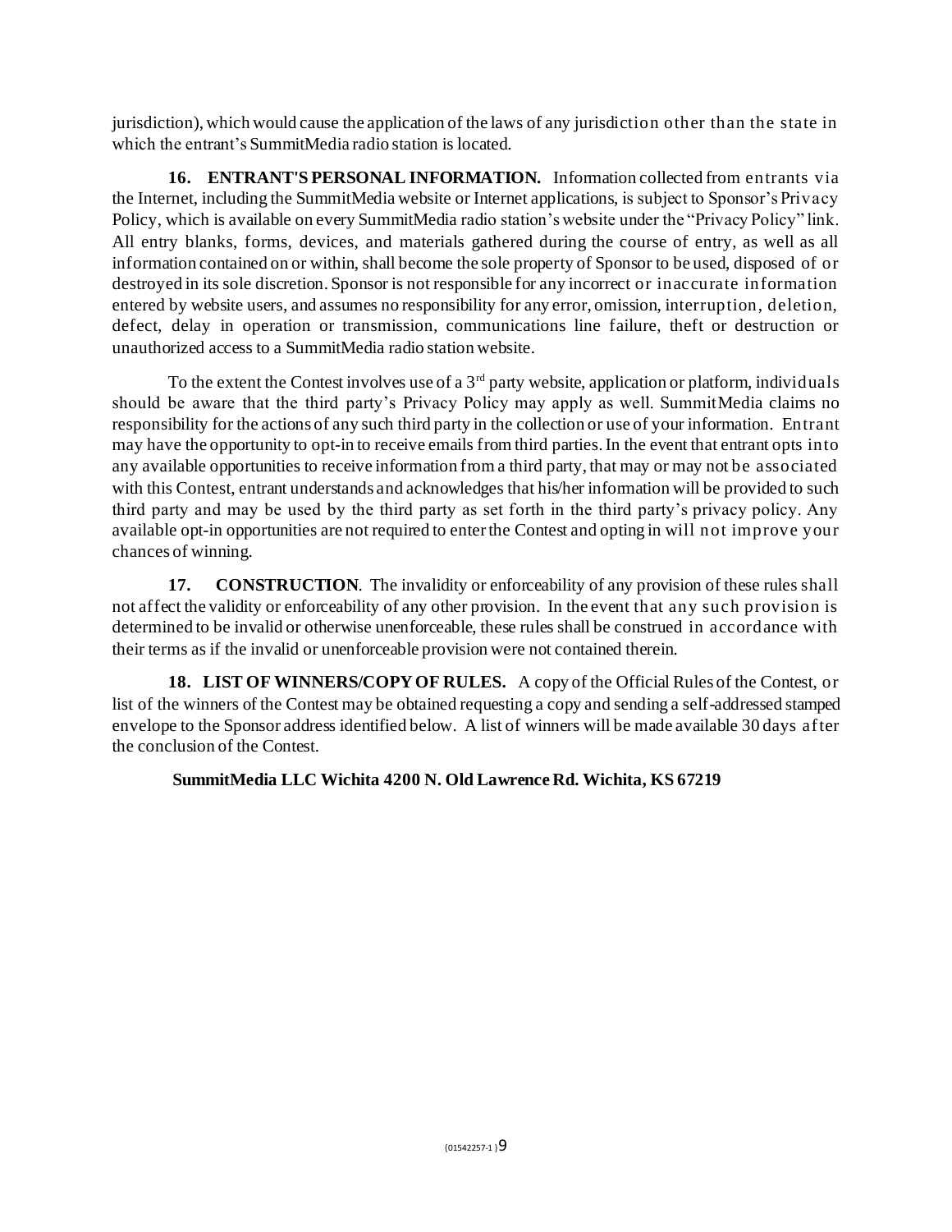jurisdiction), which would cause the application of the laws of any jurisdiction other than the state in which the entrant's SummitMedia radio station is located.

**16. ENTRANT'S PERSONAL INFORMATION.** Information collected from entrants via the Internet, including the SummitMedia website or Internet applications, is subject to Sponsor's Privacy Policy, which is available on every SummitMedia radio station's website under the "Privacy Policy" link. All entry blanks, forms, devices, and materials gathered during the course of entry, as well as all information contained on or within, shall become the sole property of Sponsor to be used, disposed of or destroyed in its sole discretion. Sponsor is not responsible for any incorrect or inaccurate information entered by website users, and assumes no responsibility for any error, omission, interruption, deletion, defect, delay in operation or transmission, communications line failure, theft or destruction or unauthorized access to a SummitMedia radio station website.

To the extent the Contest involves use of a 3rd party website, application or platform, individuals should be aware that the third party's Privacy Policy may apply as well. SummitMedia claims no responsibility for the actions of any such third party in the collection or use of your information. Entrant may have the opportunity to opt-in to receive emails from third parties. In the event that entrant opts into any available opportunities to receive information from a third party, that may or may not be associated with this Contest, entrant understands and acknowledges that his/her information will be provided to such third party and may be used by the third party as set forth in the third party's privacy policy. Any available opt-in opportunities are not required to enter the Contest and opting in will not improve your chances of winning.

**17. CONSTRUCTION**. The invalidity or enforceability of any provision of these rules shall not affect the validity or enforceability of any other provision. In the event that any such provision is determined to be invalid or otherwise unenforceable, these rules shall be construed in accordance with their terms as if the invalid or unenforceable provision were not contained therein.

**18. LIST OF WINNERS/COPY OF RULES.** A copy of the Official Rules of the Contest, or list of the winners of the Contest may be obtained requesting a copy and sending a self-addressed stamped envelope to the Sponsor address identified below. A list of winners will be made available 30 days after the conclusion of the Contest.

**SummitMedia LLC Wichita 4200 N. Old Lawrence Rd. Wichita, KS 67219**